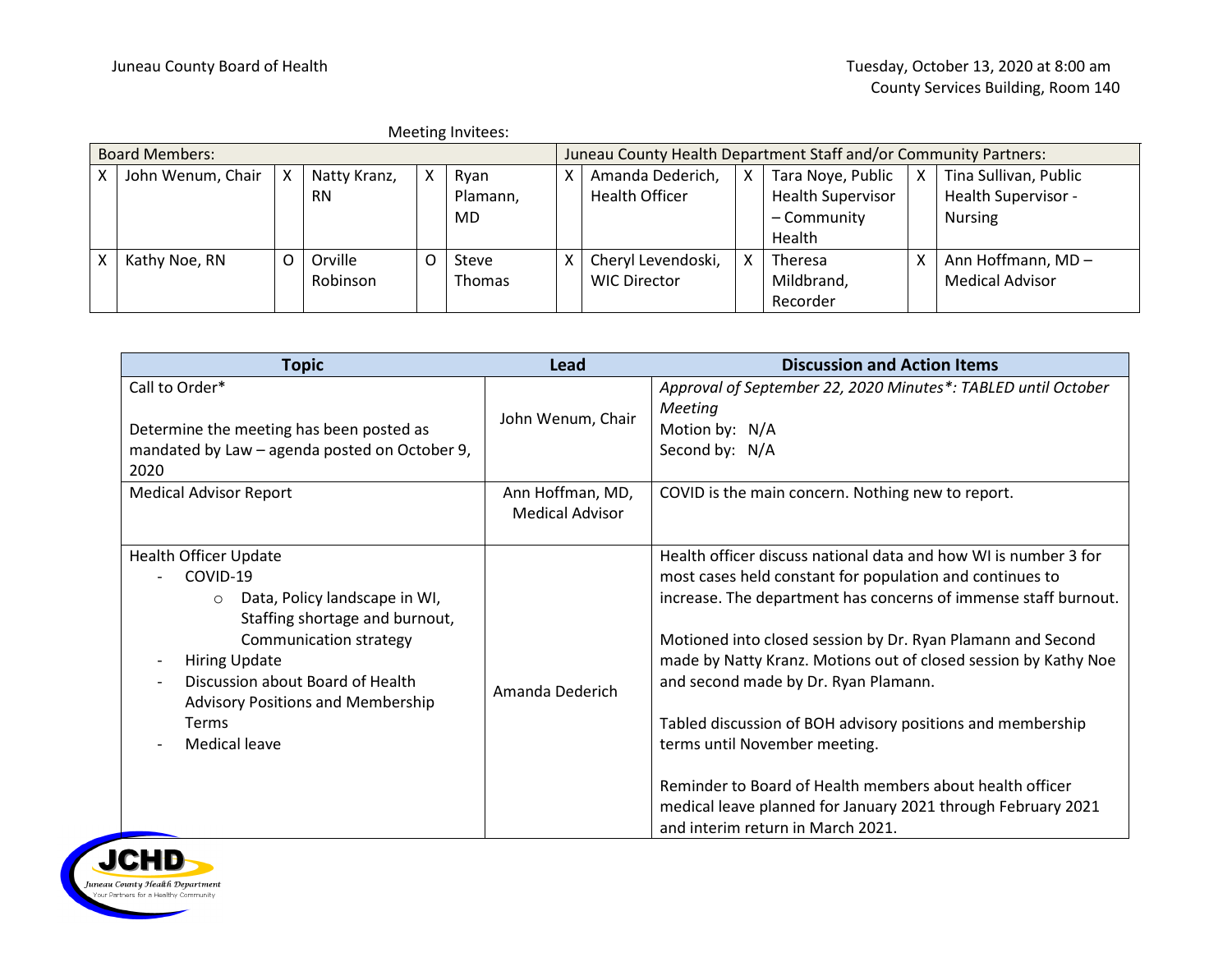Juneau County Board of Health

Tuesday, October 13, 2020 at 8:00 am
County Services Building, Room 140

Meeting Invitees:

| Board Members: | | | | | | Juneau County Health Department Staff and/or Community Partners: | | | | | |
|---|---|---|---|---|---|---|---|---|---|---|---|
| X | John Wenum, Chair | X | Natty Kranz, RN | X | Ryan Plamann, MD | X | Amanda Dederich, Health Officer | X | Tara Noye, Public Health Supervisor – Community Health | X | Tina Sullivan, Public Health Supervisor - Nursing |
| X | Kathy Noe, RN | O | Orville Robinson | O | Steve Thomas | X | Cheryl Levendoski, WIC Director | X | Theresa Mildbrand, Recorder | X | Ann Hoffmann, MD – Medical Advisor |

| Topic | Lead | Discussion and Action Items |
|---|---|---|
| Call to Order*<br><br>Determine the meeting has been posted as mandated by Law – agenda posted on October 9, 2020 | John Wenum, Chair | *Approval of September 22, 2020 Minutes*: TABLED until October Meeting*<br>Motion by: N/A<br>Second by: N/A |
| Medical Advisor Report | Ann Hoffman, MD, Medical Advisor | COVID is the main concern. Nothing new to report. |
| Health Officer Update<br>- COVID-19<br>  - Data, Policy landscape in WI, Staffing shortage and burnout, Communication strategy<br>- Hiring Update<br>- Discussion about Board of Health Advisory Positions and Membership Terms<br>- Medical leave | Amanda Dederich | Health officer discuss national data and how WI is number 3 for most cases held constant for population and continues to increase. The department has concerns of immense staff burnout.<br><br>Motioned into closed session by Dr. Ryan Plamann and Second made by Natty Kranz. Motions out of closed session by Kathy Noe and second made by Dr. Ryan Plamann.<br><br>Tabled discussion of BOH advisory positions and membership terms until November meeting.<br><br>Reminder to Board of Health members about health officer medical leave planned for January 2021 through February 2021 and interim return in March 2021. |

JCHD
Juneau County Health Department
Your Partners for a Healthy Community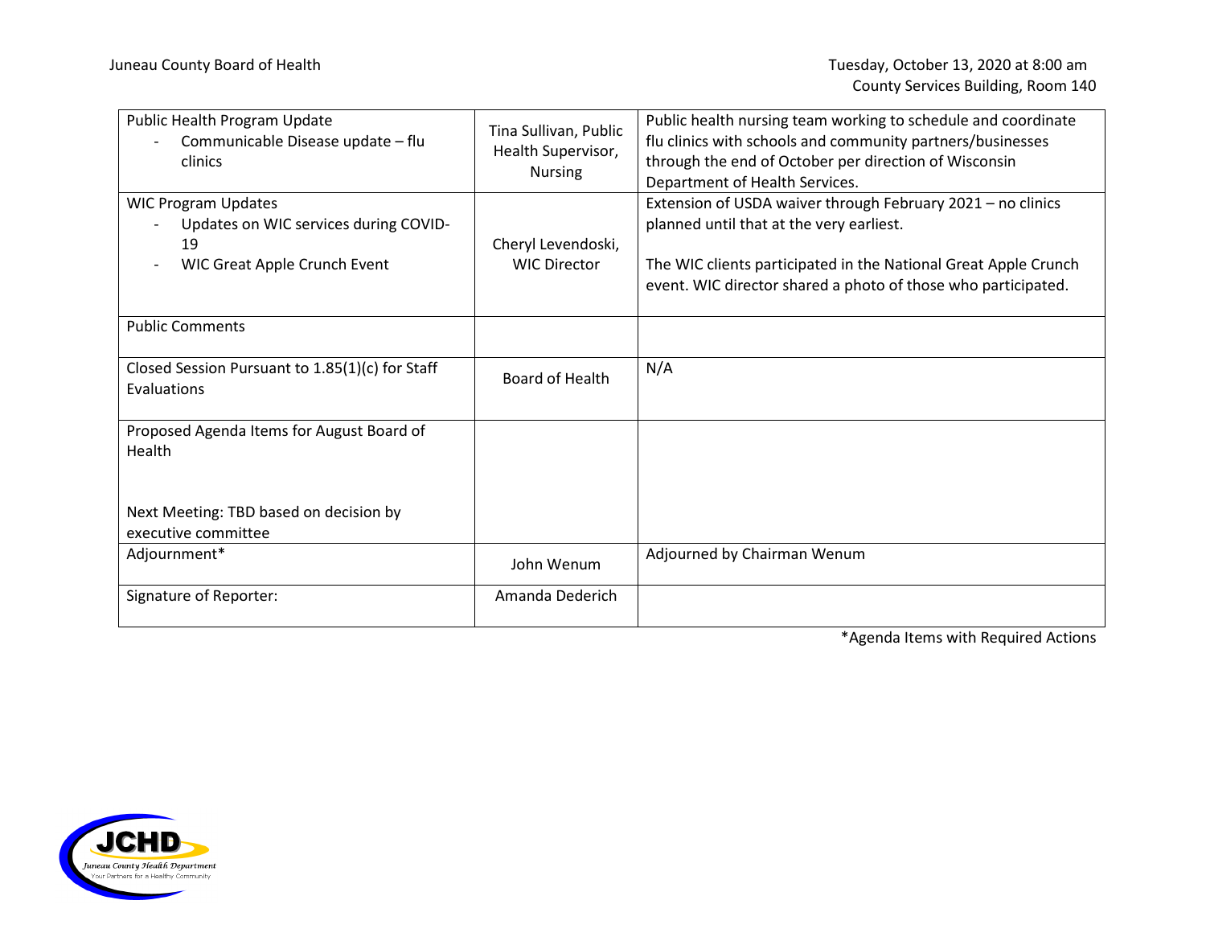| | | |
|---|---|---|
| Public Health Program Update<br>- Communicable Disease update – flu clinics | Tina Sullivan, Public Health Supervisor, Nursing | Public health nursing team working to schedule and coordinate flu clinics with schools and community partners/businesses through the end of October per direction of Wisconsin Department of Health Services. |
| WIC Program Updates<br>- Updates on WIC services during COVID-19<br>- WIC Great Apple Crunch Event | Cheryl Levendoski, WIC Director | Extension of USDA waiver through February 2021 – no clinics planned until that at the very earliest.<br><br>The WIC clients participated in the National Great Apple Crunch event. WIC director shared a photo of those who participated. |
| Public Comments | | |
| Closed Session Pursuant to 1.85(1)(c) for Staff Evaluations | Board of Health | N/A |
| Proposed Agenda Items for August Board of Health<br><br>Next Meeting: TBD based on decision by executive committee | | |
| Adjournment* | John Wenum | Adjourned by Chairman Wenum |
| Signature of Reporter: | Amanda Dederich | |

*Agenda Items with Required Actions

JCHD
Juneau County Health Department
Your Partners for a Healthy Community